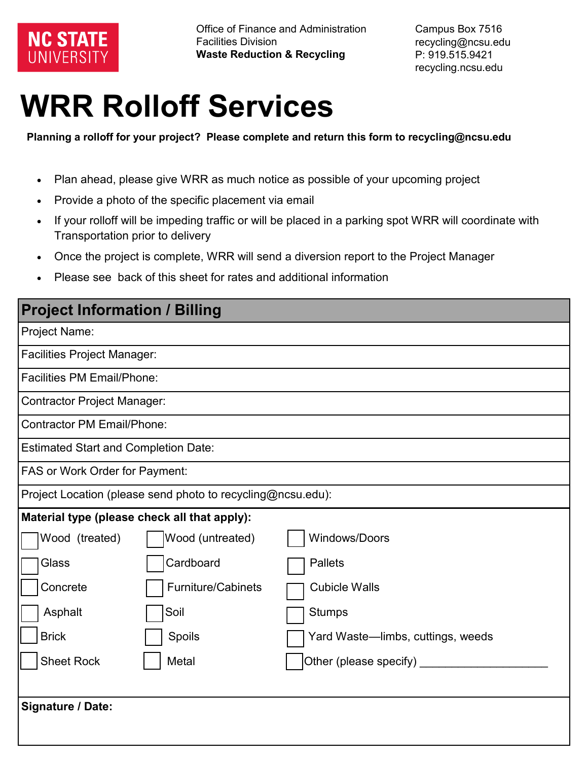NC STATE UNIVERSITY

Office of Finance and Administration
Facilities Division
**Waste Reduction & Recycling**

Campus Box 7516
recycling@ncsu.edu
P: 919.515.9421
recycling.ncsu.edu

# WRR Rolloff Services

**Planning a rolloff for your project? Please complete and return this form to recycling@ncsu.edu**

- Plan ahead, please give WRR as much notice as possible of your upcoming project
- Provide a photo of the specific placement via email
- If your rolloff will be impeding traffic or will be placed in a parking spot WRR will coordinate with Transportation prior to delivery
- Once the project is complete, WRR will send a diversion report to the Project Manager
- Please see back of this sheet for rates and additional information

## Project Information / Billing

| |
|---|
| Project Name: |
| Facilities Project Manager: |
| Facilities PM Email/Phone: |
| Contractor Project Manager: |
| Contractor PM Email/Phone: |
| Estimated Start and Completion Date: |
| FAS or Work Order for Payment: |
| Project Location (please send photo to recycling@ncsu.edu): |

**Material type (please check all that apply):**

| | | |
|---|---|---|
| ☐ Wood (treated) | ☐ Wood (untreated) | ☐ Windows/Doors |
| ☐ Glass | ☐ Cardboard | ☐ Pallets |
| ☐ Concrete | ☐ Furniture/Cabinets | ☐ Cubicle Walls |
| ☐ Asphalt | ☐ Soil | ☐ Stumps |
| ☐ Brick | ☐ Spoils | ☐ Yard Waste—limbs, cuttings, weeds |
| ☐ Sheet Rock | ☐ Metal | ☐ Other (please specify) ____________________ |

**Signature / Date:**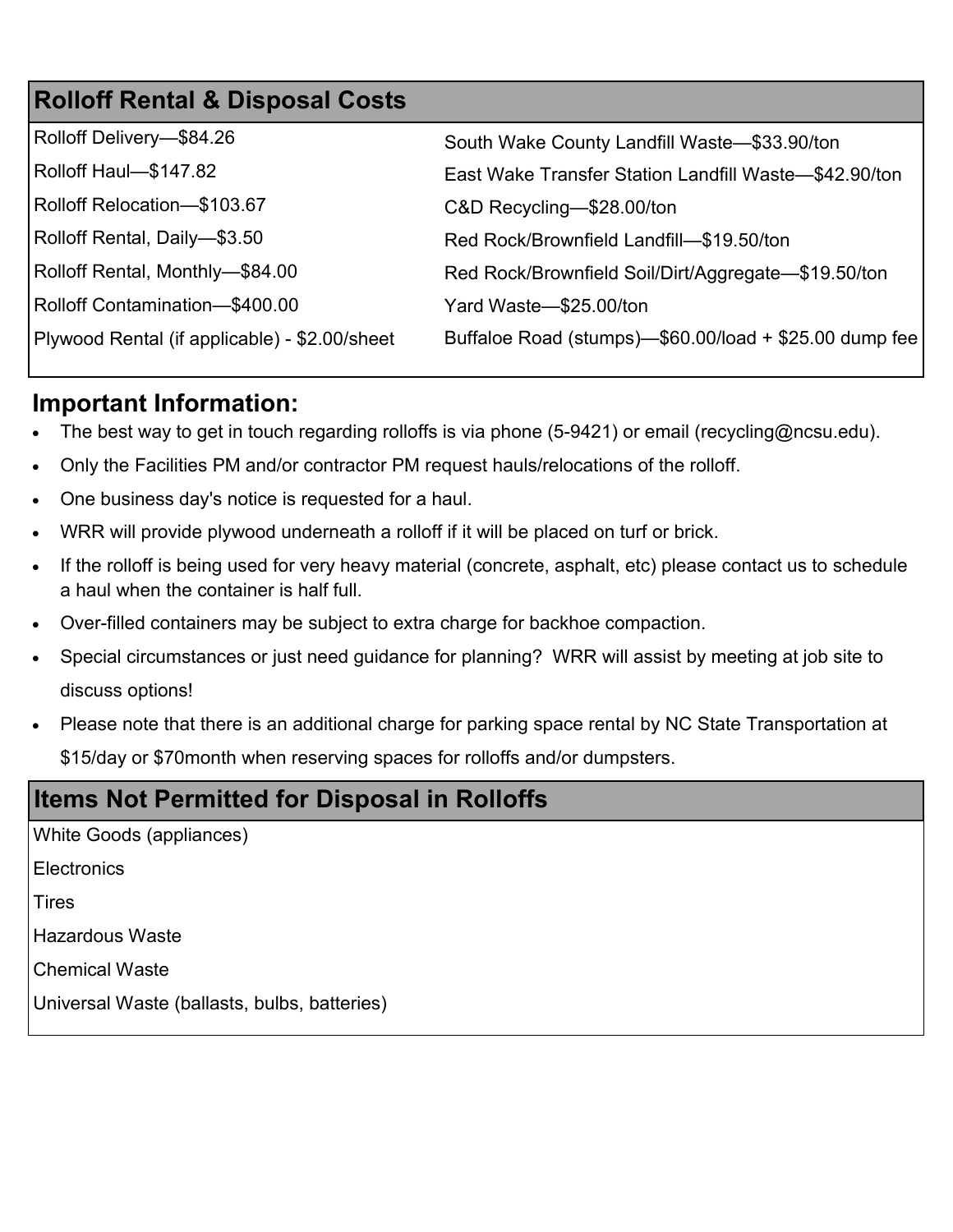## Rolloff Rental & Disposal Costs

| | |
|---|---|
| Rolloff Delivery—$84.26 | South Wake County Landfill Waste—$33.90/ton |
| Rolloff Haul—$147.82 | East Wake Transfer Station Landfill Waste—$42.90/ton |
| Rolloff Relocation—$103.67 | C&D Recycling—$28.00/ton |
| Rolloff Rental, Daily—$3.50 | Red Rock/Brownfield Landfill—$19.50/ton |
| Rolloff Rental, Monthly—$84.00 | Red Rock/Brownfield Soil/Dirt/Aggregate—$19.50/ton |
| Rolloff Contamination—$400.00 | Yard Waste—$25.00/ton |
| Plywood Rental (if applicable) - $2.00/sheet | Buffaloe Road (stumps)—$60.00/load + $25.00 dump fee |

## Important Information:

- The best way to get in touch regarding rolloffs is via phone (5-9421) or email (recycling@ncsu.edu).
- Only the Facilities PM and/or contractor PM request hauls/relocations of the rolloff.
- One business day's notice is requested for a haul.
- WRR will provide plywood underneath a rolloff if it will be placed on turf or brick.
- If the rolloff is being used for very heavy material (concrete, asphalt, etc) please contact us to schedule a haul when the container is half full.
- Over-filled containers may be subject to extra charge for backhoe compaction.
- Special circumstances or just need guidance for planning? WRR will assist by meeting at job site to discuss options!
- Please note that there is an additional charge for parking space rental by NC State Transportation at $15/day or $70month when reserving spaces for rolloffs and/or dumpsters.

## Items Not Permitted for Disposal in Rolloffs

White Goods (appliances)

Electronics

Tires

Hazardous Waste

Chemical Waste

Universal Waste (ballasts, bulbs, batteries)